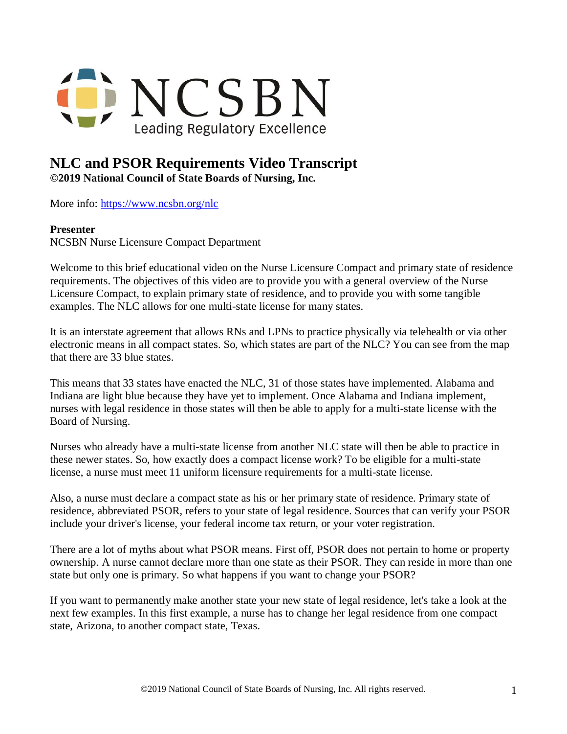NCSBN
Leading Regulatory Excellence

# NLC and PSOR Requirements Video Transcript

**©2019 National Council of State Boards of Nursing, Inc.**

More info: [https://www.ncsbn.org/nlc](https://www.ncsbn.org/nlc)

**Presenter**
NCSBN Nurse Licensure Compact Department

Welcome to this brief educational video on the Nurse Licensure Compact and primary state of residence requirements. The objectives of this video are to provide you with a general overview of the Nurse Licensure Compact, to explain primary state of residence, and to provide you with some tangible examples. The NLC allows for one multi-state license for many states.

It is an interstate agreement that allows RNs and LPNs to practice physically via telehealth or via other electronic means in all compact states. So, which states are part of the NLC? You can see from the map that there are 33 blue states.

This means that 33 states have enacted the NLC, 31 of those states have implemented. Alabama and Indiana are light blue because they have yet to implement. Once Alabama and Indiana implement, nurses with legal residence in those states will then be able to apply for a multi-state license with the Board of Nursing.

Nurses who already have a multi-state license from another NLC state will then be able to practice in these newer states. So, how exactly does a compact license work? To be eligible for a multi-state license, a nurse must meet 11 uniform licensure requirements for a multi-state license.

Also, a nurse must declare a compact state as his or her primary state of residence. Primary state of residence, abbreviated PSOR, refers to your state of legal residence. Sources that can verify your PSOR include your driver's license, your federal income tax return, or your voter registration.

There are a lot of myths about what PSOR means. First off, PSOR does not pertain to home or property ownership. A nurse cannot declare more than one state as their PSOR. They can reside in more than one state but only one is primary. So what happens if you want to change your PSOR?

If you want to permanently make another state your new state of legal residence, let's take a look at the next few examples. In this first example, a nurse has to change her legal residence from one compact state, Arizona, to another compact state, Texas.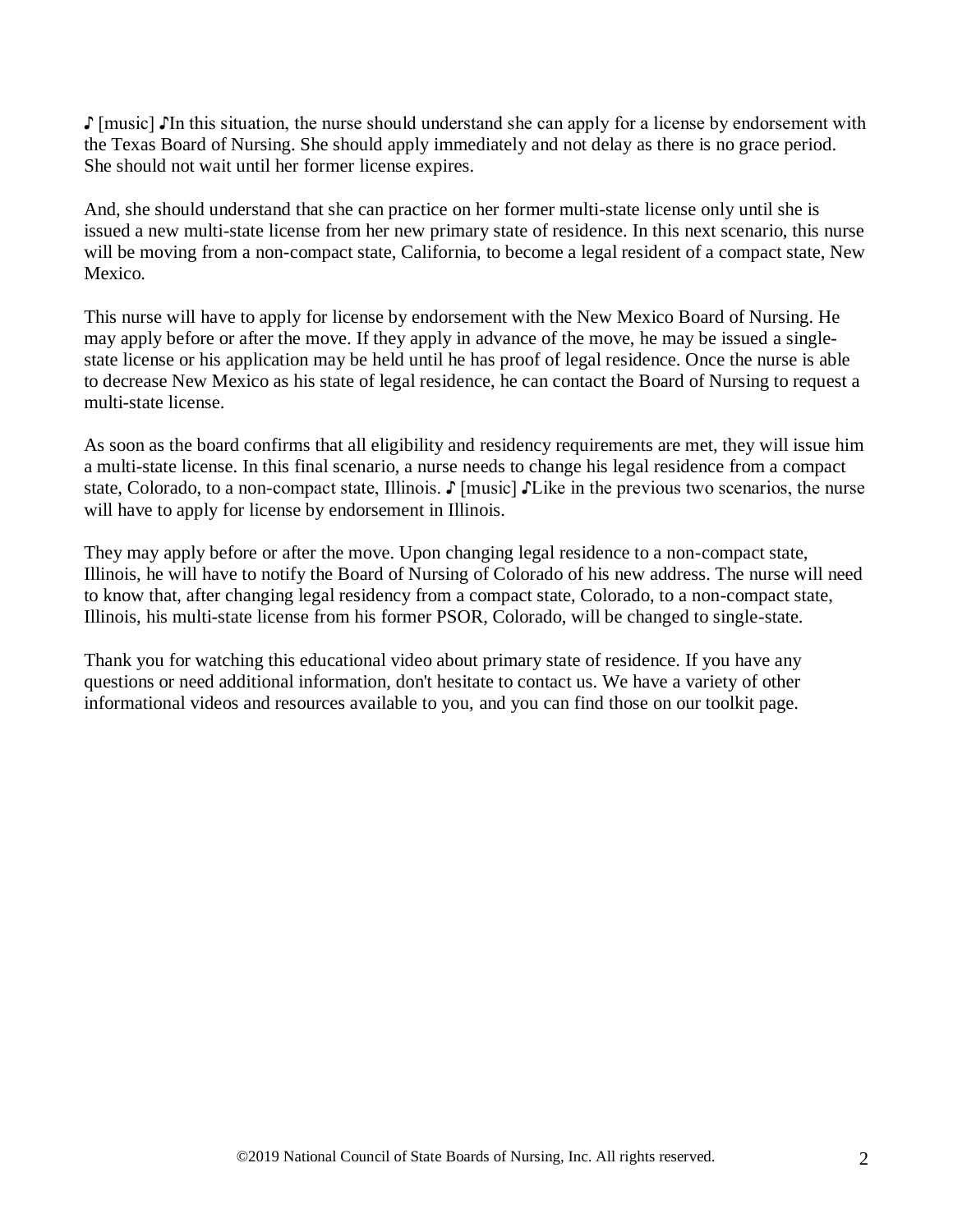♪ [music] ♪In this situation, the nurse should understand she can apply for a license by endorsement with the Texas Board of Nursing. She should apply immediately and not delay as there is no grace period. She should not wait until her former license expires.

And, she should understand that she can practice on her former multi-state license only until she is issued a new multi-state license from her new primary state of residence. In this next scenario, this nurse will be moving from a non-compact state, California, to become a legal resident of a compact state, New Mexico.

This nurse will have to apply for license by endorsement with the New Mexico Board of Nursing. He may apply before or after the move. If they apply in advance of the move, he may be issued a single-state license or his application may be held until he has proof of legal residence. Once the nurse is able to decrease New Mexico as his state of legal residence, he can contact the Board of Nursing to request a multi-state license.

As soon as the board confirms that all eligibility and residency requirements are met, they will issue him a multi-state license. In this final scenario, a nurse needs to change his legal residence from a compact state, Colorado, to a non-compact state, Illinois. ♪ [music] ♪Like in the previous two scenarios, the nurse will have to apply for license by endorsement in Illinois.

They may apply before or after the move. Upon changing legal residence to a non-compact state, Illinois, he will have to notify the Board of Nursing of Colorado of his new address. The nurse will need to know that, after changing legal residency from a compact state, Colorado, to a non-compact state, Illinois, his multi-state license from his former PSOR, Colorado, will be changed to single-state.

Thank you for watching this educational video about primary state of residence. If you have any questions or need additional information, don't hesitate to contact us. We have a variety of other informational videos and resources available to you, and you can find those on our toolkit page.

©2019 National Council of State Boards of Nursing, Inc. All rights reserved.